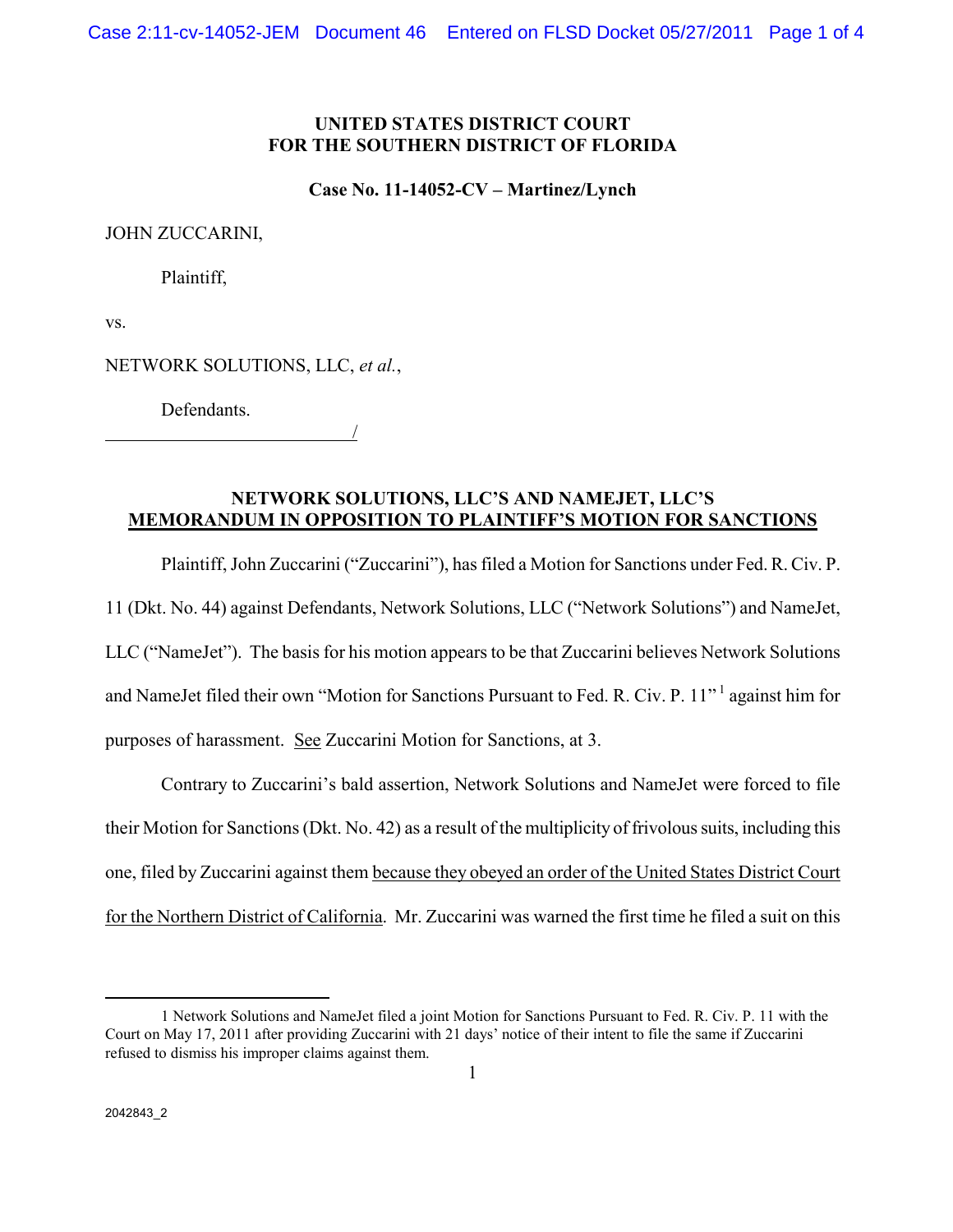**UNITED STATES DISTRICT COURT**
**FOR THE SOUTHERN DISTRICT OF FLORIDA**

**Case No. 11-14052-CV – Martinez/Lynch**

JOHN ZUCCARINI,

Plaintiff,

vs.

NETWORK SOLUTIONS, LLC, *et al.*,

Defendants.
_____________________________/

**NETWORK SOLUTIONS, LLC'S AND NAMEJET, LLC'S**
**MEMORANDUM IN OPPOSITION TO PLAINTIFF'S MOTION FOR SANCTIONS**

Plaintiff, John Zuccarini ("Zuccarini"), has filed a Motion for Sanctions under Fed. R. Civ. P. 11 (Dkt. No. 44) against Defendants, Network Solutions, LLC ("Network Solutions") and NameJet, LLC ("NameJet"). The basis for his motion appears to be that Zuccarini believes Network Solutions and NameJet filed their own "Motion for Sanctions Pursuant to Fed. R. Civ. P. 11"[1] against him for purposes of harassment. See Zuccarini Motion for Sanctions, at 3.

Contrary to Zuccarini's bald assertion, Network Solutions and NameJet were forced to file their Motion for Sanctions (Dkt. No. 42) as a result of the multiplicity of frivolous suits, including this one, filed by Zuccarini against them because they obeyed an order of the United States District Court for the Northern District of California. Mr. Zuccarini was warned the first time he filed a suit on this

---

1 Network Solutions and NameJet filed a joint Motion for Sanctions Pursuant to Fed. R. Civ. P. 11 with the Court on May 17, 2011 after providing Zuccarini with 21 days' notice of their intent to file the same if Zuccarini refused to dismiss his improper claims against them.

2042843_2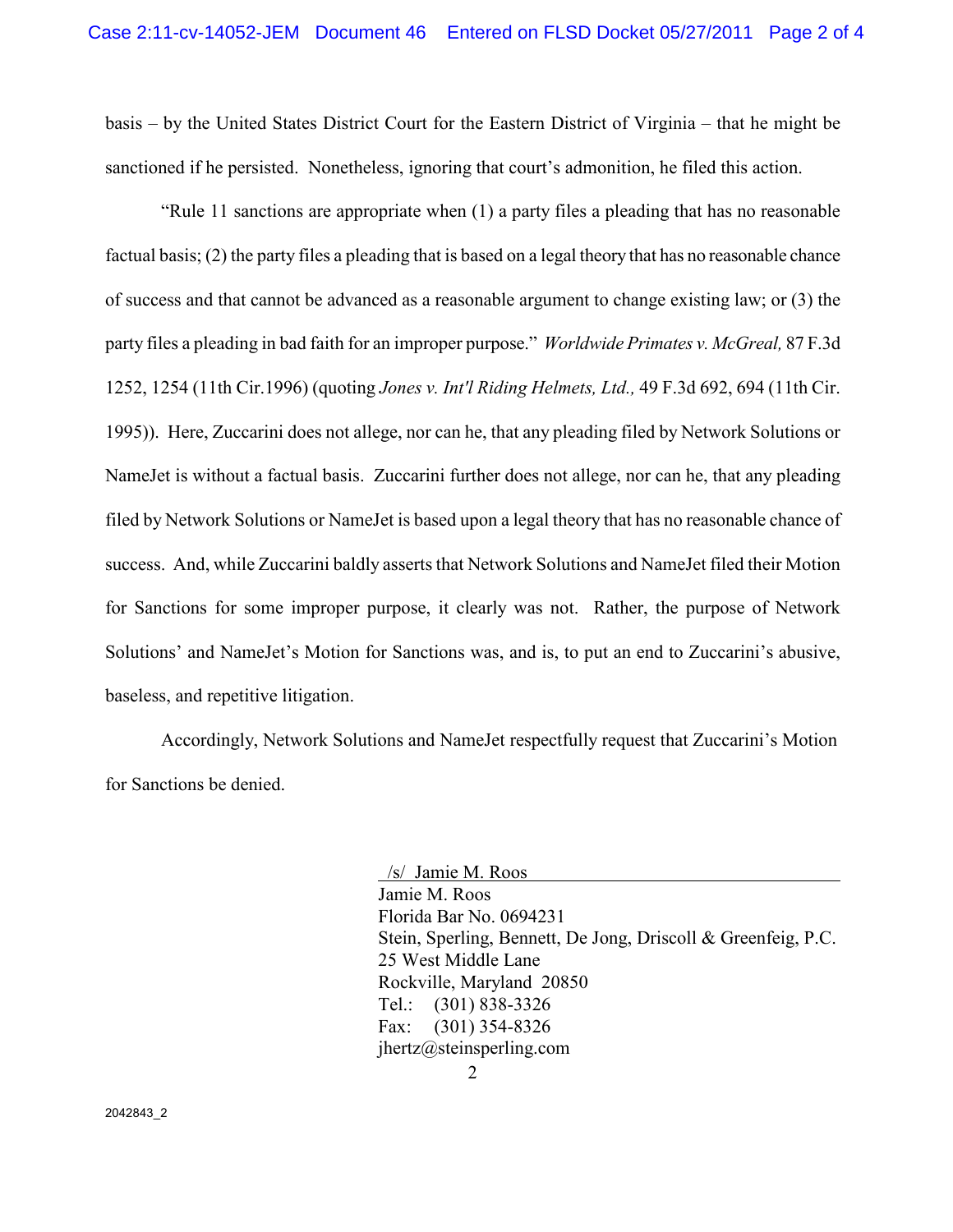basis – by the United States District Court for the Eastern District of Virginia – that he might be sanctioned if he persisted. Nonetheless, ignoring that court's admonition, he filed this action.

"Rule 11 sanctions are appropriate when (1) a party files a pleading that has no reasonable factual basis; (2) the party files a pleading that is based on a legal theory that has no reasonable chance of success and that cannot be advanced as a reasonable argument to change existing law; or (3) the party files a pleading in bad faith for an improper purpose." *Worldwide Primates v. McGreal,* 87 F.3d 1252, 1254 (11th Cir.1996) (quoting *Jones v. Int'l Riding Helmets, Ltd.,* 49 F.3d 692, 694 (11th Cir. 1995)). Here, Zuccarini does not allege, nor can he, that any pleading filed by Network Solutions or NameJet is without a factual basis. Zuccarini further does not allege, nor can he, that any pleading filed by Network Solutions or NameJet is based upon a legal theory that has no reasonable chance of success. And, while Zuccarini baldly asserts that Network Solutions and NameJet filed their Motion for Sanctions for some improper purpose, it clearly was not. Rather, the purpose of Network Solutions' and NameJet's Motion for Sanctions was, and is, to put an end to Zuccarini's abusive, baseless, and repetitive litigation.

Accordingly, Network Solutions and NameJet respectfully request that Zuccarini's Motion for Sanctions be denied.

/s/ Jamie M. Roos
Jamie M. Roos
Florida Bar No. 0694231
Stein, Sperling, Bennett, De Jong, Driscoll & Greenfeig, P.C.
25 West Middle Lane
Rockville, Maryland 20850
Tel.: (301) 838-3326
Fax: (301) 354-8326
jhertz@steinsperling.com

2042843_2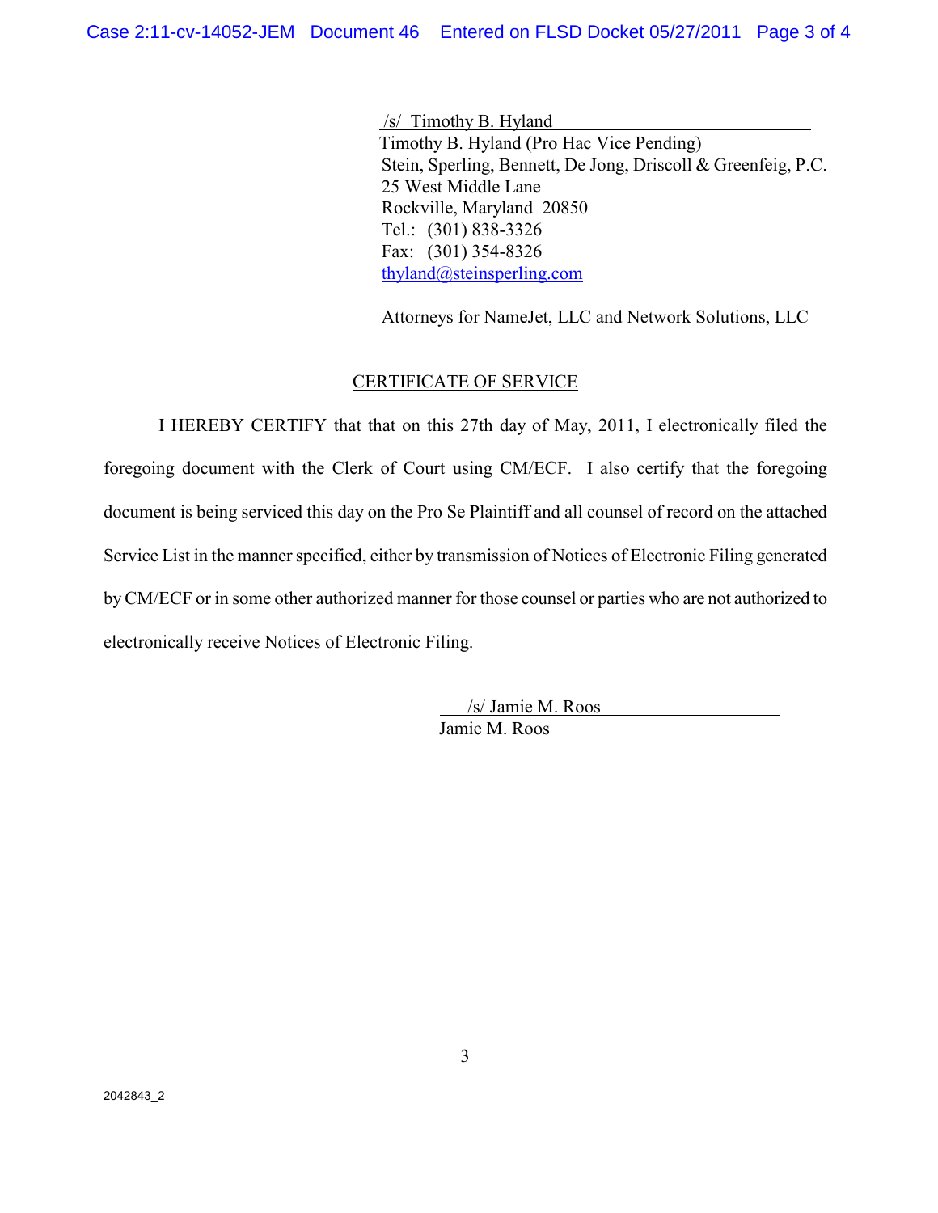/s/ Timothy B. Hyland
Timothy B. Hyland (Pro Hac Vice Pending)
Stein, Sperling, Bennett, De Jong, Driscoll & Greenfeig, P.C.
25 West Middle Lane
Rockville, Maryland 20850
Tel.: (301) 838-3326
Fax: (301) 354-8326
thyland@steinsperling.com

Attorneys for NameJet, LLC and Network Solutions, LLC

CERTIFICATE OF SERVICE

I HEREBY CERTIFY that that on this 27th day of May, 2011, I electronically filed the foregoing document with the Clerk of Court using CM/ECF. I also certify that the foregoing document is being serviced this day on the Pro Se Plaintiff and all counsel of record on the attached Service List in the manner specified, either by transmission of Notices of Electronic Filing generated by CM/ECF or in some other authorized manner for those counsel or parties who are not authorized to electronically receive Notices of Electronic Filing.

/s/ Jamie M. Roos
Jamie M. Roos

2042843_2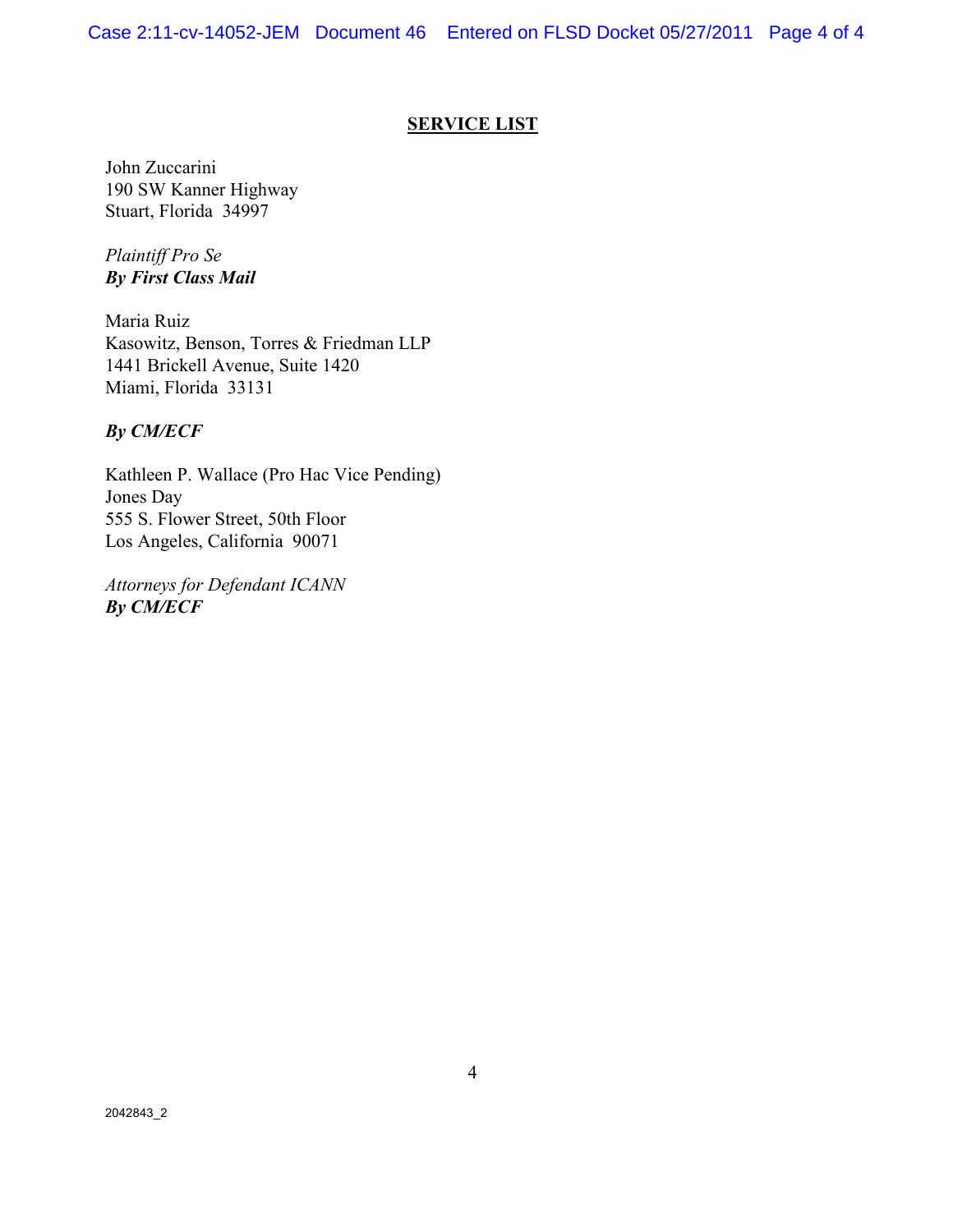## SERVICE LIST

John Zuccarini
190 SW Kanner Highway
Stuart, Florida 34997

*Plaintiff Pro Se*
***By First Class Mail***

Maria Ruiz
Kasowitz, Benson, Torres & Friedman LLP
1441 Brickell Avenue, Suite 1420
Miami, Florida 33131

***By CM/ECF***

Kathleen P. Wallace (Pro Hac Vice Pending)
Jones Day
555 S. Flower Street, 50th Floor
Los Angeles, California 90071

*Attorneys for Defendant ICANN*
***By CM/ECF***

2042843_2